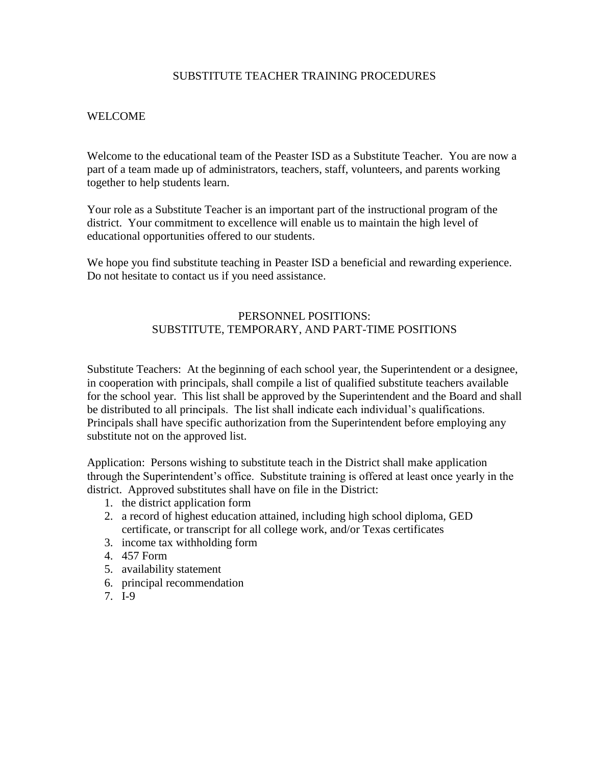# SUBSTITUTE TEACHER TRAINING PROCEDURES

## WELCOME

Welcome to the educational team of the Peaster ISD as a Substitute Teacher. You are now a part of a team made up of administrators, teachers, staff, volunteers, and parents working together to help students learn.

Your role as a Substitute Teacher is an important part of the instructional program of the district. Your commitment to excellence will enable us to maintain the high level of educational opportunities offered to our students.

We hope you find substitute teaching in Peaster ISD a beneficial and rewarding experience. Do not hesitate to contact us if you need assistance.

## PERSONNEL POSITIONS: SUBSTITUTE, TEMPORARY, AND PART-TIME POSITIONS

Substitute Teachers: At the beginning of each school year, the Superintendent or a designee, in cooperation with principals, shall compile a list of qualified substitute teachers available for the school year. This list shall be approved by the Superintendent and the Board and shall be distributed to all principals. The list shall indicate each individual's qualifications. Principals shall have specific authorization from the Superintendent before employing any substitute not on the approved list.

Application: Persons wishing to substitute teach in the District shall make application through the Superintendent's office. Substitute training is offered at least once yearly in the district. Approved substitutes shall have on file in the District:

1. the district application form
2. a record of highest education attained, including high school diploma, GED certificate, or transcript for all college work, and/or Texas certificates
3. income tax withholding form
4. 457 Form
5. availability statement
6. principal recommendation
7. I-9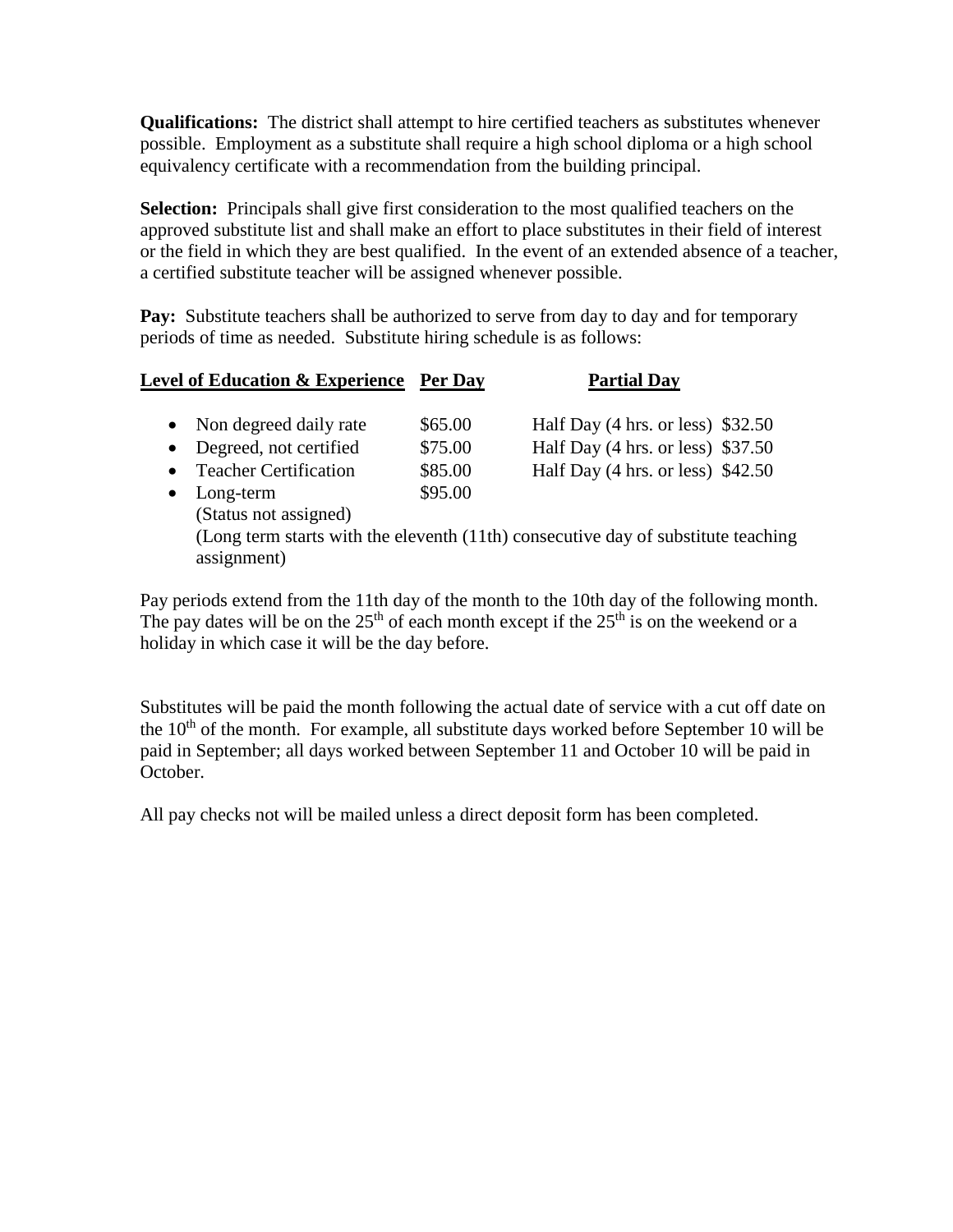**Qualifications:** The district shall attempt to hire certified teachers as substitutes whenever possible. Employment as a substitute shall require a high school diploma or a high school equivalency certificate with a recommendation from the building principal.

**Selection:** Principals shall give first consideration to the most qualified teachers on the approved substitute list and shall make an effort to place substitutes in their field of interest or the field in which they are best qualified. In the event of an extended absence of a teacher, a certified substitute teacher will be assigned whenever possible.

**Pay:** Substitute teachers shall be authorized to serve from day to day and for temporary periods of time as needed. Substitute hiring schedule is as follows:

| Level of Education & Experience | Per Day | Partial Day |
|---|---|---|
| • Non degreed daily rate | $65.00 | Half Day (4 hrs. or less) $32.50 |
| • Degreed, not certified | $75.00 | Half Day (4 hrs. or less) $37.50 |
| • Teacher Certification | $85.00 | Half Day (4 hrs. or less) $42.50 |
| • Long-term (Status not assigned) | $95.00 | |

(Long term starts with the eleventh (11th) consecutive day of substitute teaching assignment)

Pay periods extend from the 11th day of the month to the 10th day of the following month. The pay dates will be on the 25th of each month except if the 25th is on the weekend or a holiday in which case it will be the day before.

Substitutes will be paid the month following the actual date of service with a cut off date on the 10th of the month. For example, all substitute days worked before September 10 will be paid in September; all days worked between September 11 and October 10 will be paid in October.

All pay checks not will be mailed unless a direct deposit form has been completed.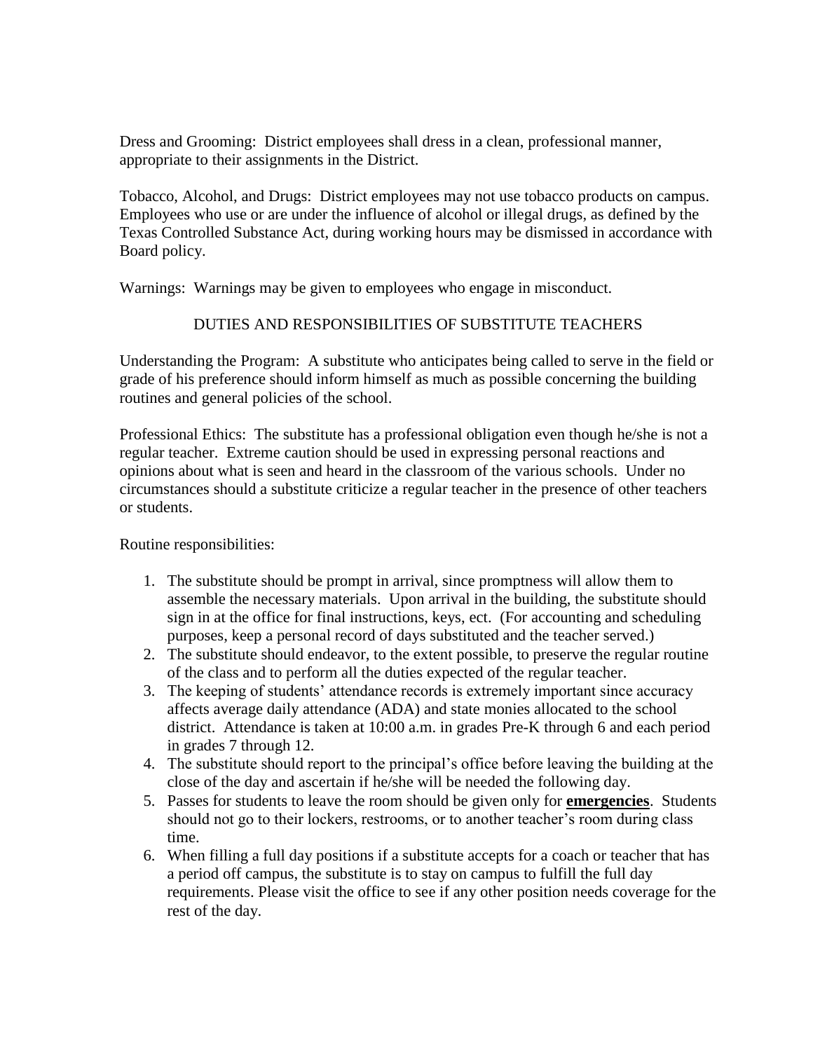Dress and Grooming: District employees shall dress in a clean, professional manner, appropriate to their assignments in the District.

Tobacco, Alcohol, and Drugs: District employees may not use tobacco products on campus. Employees who use or are under the influence of alcohol or illegal drugs, as defined by the Texas Controlled Substance Act, during working hours may be dismissed in accordance with Board policy.

Warnings: Warnings may be given to employees who engage in misconduct.

## DUTIES AND RESPONSIBILITIES OF SUBSTITUTE TEACHERS

Understanding the Program: A substitute who anticipates being called to serve in the field or grade of his preference should inform himself as much as possible concerning the building routines and general policies of the school.

Professional Ethics: The substitute has a professional obligation even though he/she is not a regular teacher. Extreme caution should be used in expressing personal reactions and opinions about what is seen and heard in the classroom of the various schools. Under no circumstances should a substitute criticize a regular teacher in the presence of other teachers or students.

Routine responsibilities:

1. The substitute should be prompt in arrival, since promptness will allow them to assemble the necessary materials. Upon arrival in the building, the substitute should sign in at the office for final instructions, keys, ect. (For accounting and scheduling purposes, keep a personal record of days substituted and the teacher served.)
2. The substitute should endeavor, to the extent possible, to preserve the regular routine of the class and to perform all the duties expected of the regular teacher.
3. The keeping of students' attendance records is extremely important since accuracy affects average daily attendance (ADA) and state monies allocated to the school district. Attendance is taken at 10:00 a.m. in grades Pre-K through 6 and each period in grades 7 through 12.
4. The substitute should report to the principal's office before leaving the building at the close of the day and ascertain if he/she will be needed the following day.
5. Passes for students to leave the room should be given only for **emergencies**. Students should not go to their lockers, restrooms, or to another teacher's room during class time.
6. When filling a full day positions if a substitute accepts for a coach or teacher that has a period off campus, the substitute is to stay on campus to fulfill the full day requirements. Please visit the office to see if any other position needs coverage for the rest of the day.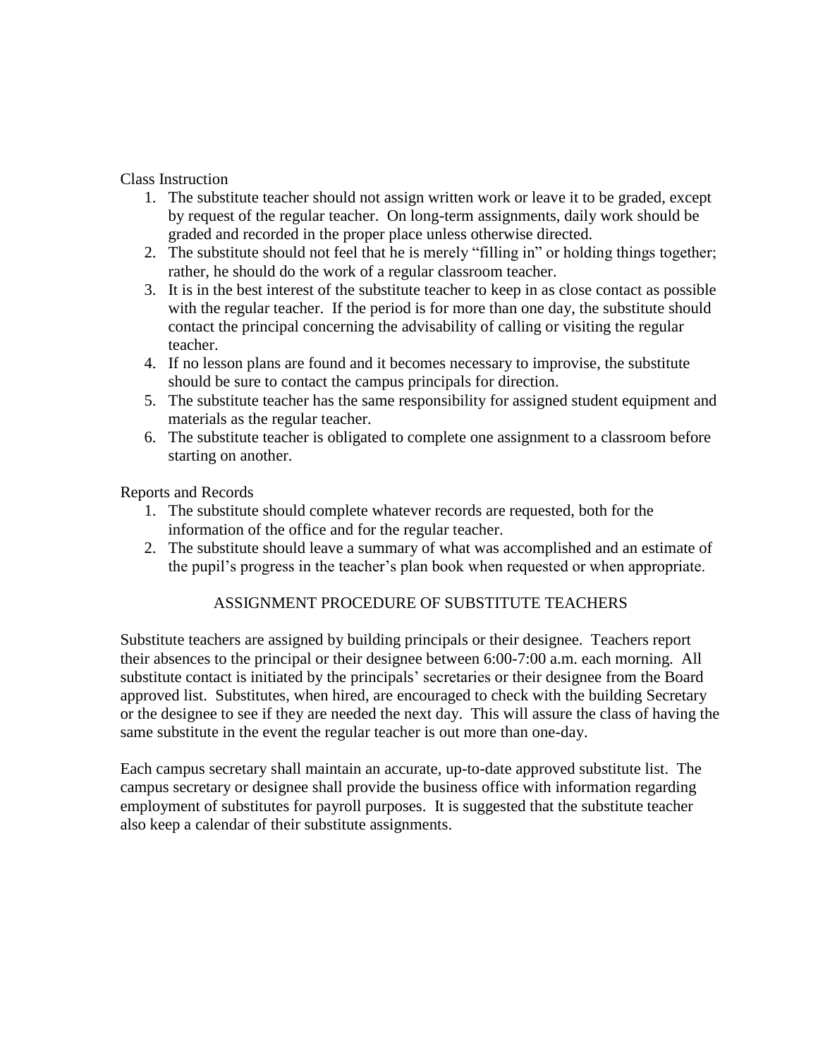Class Instruction

1. The substitute teacher should not assign written work or leave it to be graded, except by request of the regular teacher. On long-term assignments, daily work should be graded and recorded in the proper place unless otherwise directed.
2. The substitute should not feel that he is merely "filling in" or holding things together; rather, he should do the work of a regular classroom teacher.
3. It is in the best interest of the substitute teacher to keep in as close contact as possible with the regular teacher. If the period is for more than one day, the substitute should contact the principal concerning the advisability of calling or visiting the regular teacher.
4. If no lesson plans are found and it becomes necessary to improvise, the substitute should be sure to contact the campus principals for direction.
5. The substitute teacher has the same responsibility for assigned student equipment and materials as the regular teacher.
6. The substitute teacher is obligated to complete one assignment to a classroom before starting on another.

Reports and Records

1. The substitute should complete whatever records are requested, both for the information of the office and for the regular teacher.
2. The substitute should leave a summary of what was accomplished and an estimate of the pupil's progress in the teacher's plan book when requested or when appropriate.

## ASSIGNMENT PROCEDURE OF SUBSTITUTE TEACHERS

Substitute teachers are assigned by building principals or their designee. Teachers report their absences to the principal or their designee between 6:00-7:00 a.m. each morning. All substitute contact is initiated by the principals' secretaries or their designee from the Board approved list. Substitutes, when hired, are encouraged to check with the building Secretary or the designee to see if they are needed the next day. This will assure the class of having the same substitute in the event the regular teacher is out more than one-day.

Each campus secretary shall maintain an accurate, up-to-date approved substitute list. The campus secretary or designee shall provide the business office with information regarding employment of substitutes for payroll purposes. It is suggested that the substitute teacher also keep a calendar of their substitute assignments.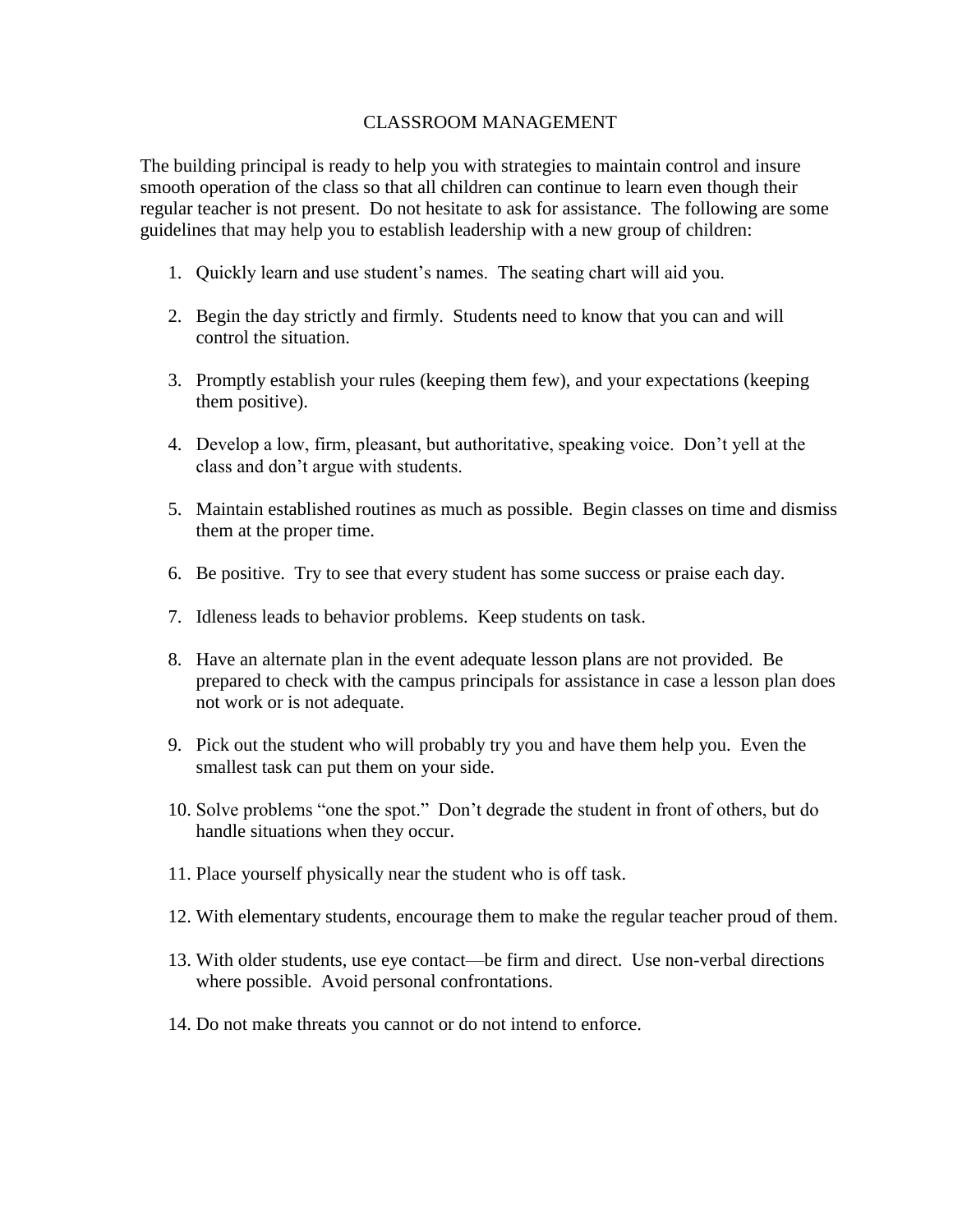# CLASSROOM MANAGEMENT

The building principal is ready to help you with strategies to maintain control and insure smooth operation of the class so that all children can continue to learn even though their regular teacher is not present. Do not hesitate to ask for assistance. The following are some guidelines that may help you to establish leadership with a new group of children:

1. Quickly learn and use student's names. The seating chart will aid you.
2. Begin the day strictly and firmly. Students need to know that you can and will control the situation.
3. Promptly establish your rules (keeping them few), and your expectations (keeping them positive).
4. Develop a low, firm, pleasant, but authoritative, speaking voice. Don't yell at the class and don't argue with students.
5. Maintain established routines as much as possible. Begin classes on time and dismiss them at the proper time.
6. Be positive. Try to see that every student has some success or praise each day.
7. Idleness leads to behavior problems. Keep students on task.
8. Have an alternate plan in the event adequate lesson plans are not provided. Be prepared to check with the campus principals for assistance in case a lesson plan does not work or is not adequate.
9. Pick out the student who will probably try you and have them help you. Even the smallest task can put them on your side.
10. Solve problems "one the spot." Don't degrade the student in front of others, but do handle situations when they occur.
11. Place yourself physically near the student who is off task.
12. With elementary students, encourage them to make the regular teacher proud of them.
13. With older students, use eye contact—be firm and direct. Use non-verbal directions where possible. Avoid personal confrontations.
14. Do not make threats you cannot or do not intend to enforce.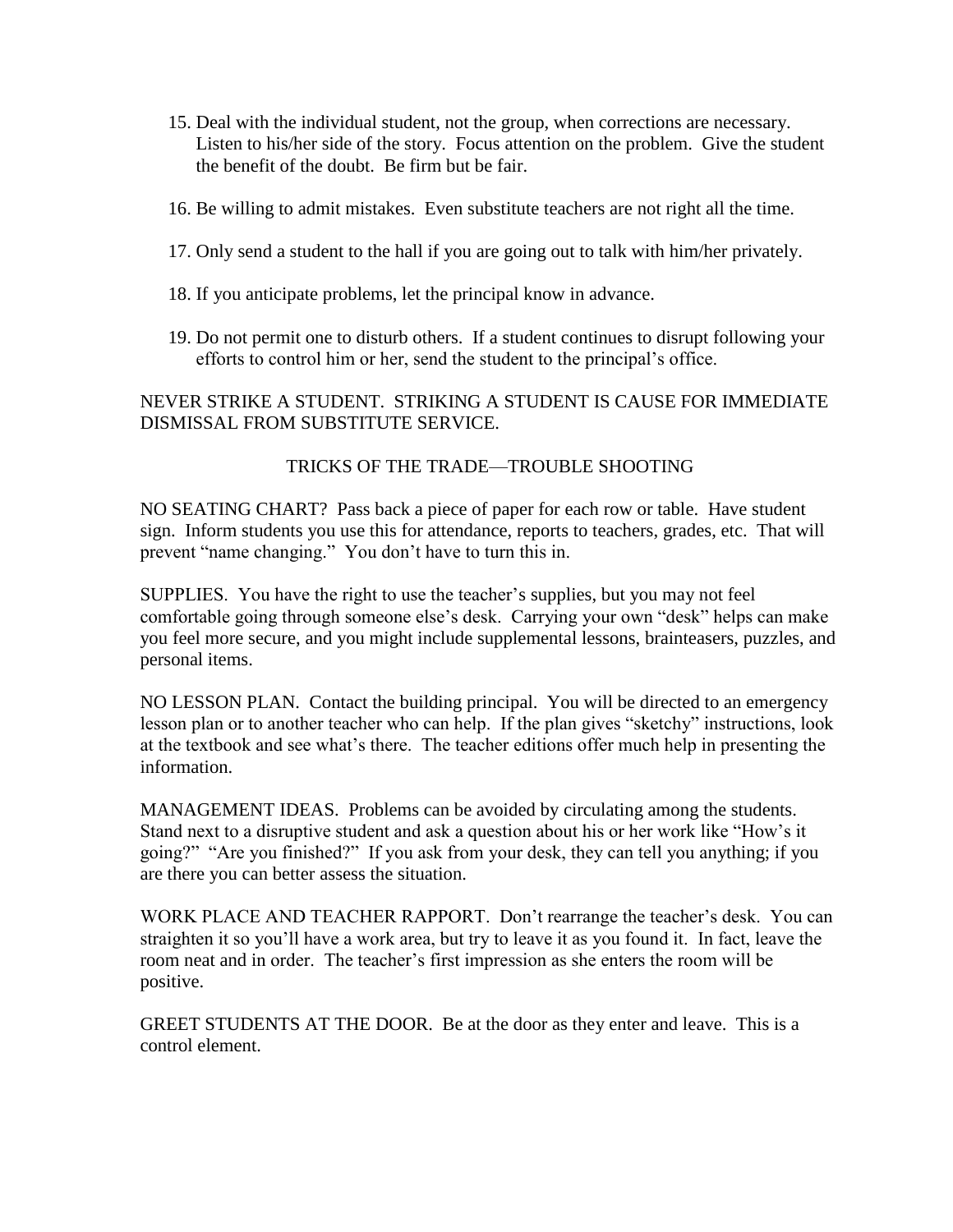15. Deal with the individual student, not the group, when corrections are necessary. Listen to his/her side of the story. Focus attention on the problem. Give the student the benefit of the doubt. Be firm but be fair.

16. Be willing to admit mistakes. Even substitute teachers are not right all the time.

17. Only send a student to the hall if you are going out to talk with him/her privately.

18. If you anticipate problems, let the principal know in advance.

19. Do not permit one to disturb others. If a student continues to disrupt following your efforts to control him or her, send the student to the principal's office.

NEVER STRIKE A STUDENT. STRIKING A STUDENT IS CAUSE FOR IMMEDIATE DISMISSAL FROM SUBSTITUTE SERVICE.

## TRICKS OF THE TRADE—TROUBLE SHOOTING

NO SEATING CHART? Pass back a piece of paper for each row or table. Have student sign. Inform students you use this for attendance, reports to teachers, grades, etc. That will prevent "name changing." You don't have to turn this in.

SUPPLIES. You have the right to use the teacher's supplies, but you may not feel comfortable going through someone else's desk. Carrying your own "desk" helps can make you feel more secure, and you might include supplemental lessons, brainteasers, puzzles, and personal items.

NO LESSON PLAN. Contact the building principal. You will be directed to an emergency lesson plan or to another teacher who can help. If the plan gives "sketchy" instructions, look at the textbook and see what's there. The teacher editions offer much help in presenting the information.

MANAGEMENT IDEAS. Problems can be avoided by circulating among the students. Stand next to a disruptive student and ask a question about his or her work like "How's it going?" "Are you finished?" If you ask from your desk, they can tell you anything; if you are there you can better assess the situation.

WORK PLACE AND TEACHER RAPPORT. Don't rearrange the teacher's desk. You can straighten it so you'll have a work area, but try to leave it as you found it. In fact, leave the room neat and in order. The teacher's first impression as she enters the room will be positive.

GREET STUDENTS AT THE DOOR. Be at the door as they enter and leave. This is a control element.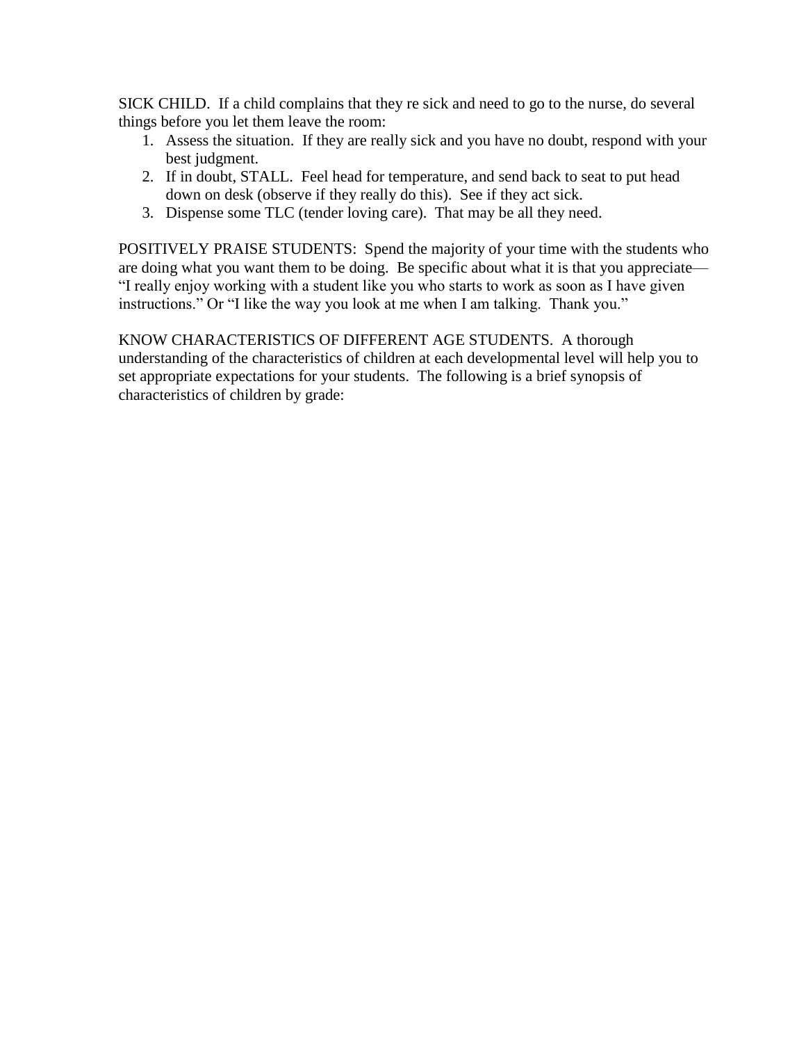SICK CHILD.  If a child complains that they re sick and need to go to the nurse, do several things before you let them leave the room:

1. Assess the situation.  If they are really sick and you have no doubt, respond with your best judgment.
2. If in doubt, STALL.  Feel head for temperature, and send back to seat to put head down on desk (observe if they really do this).  See if they act sick.
3. Dispense some TLC (tender loving care).  That may be all they need.

POSITIVELY PRAISE STUDENTS:  Spend the majority of your time with the students who are doing what you want them to be doing.  Be specific about what it is that you appreciate—"I really enjoy working with a student like you who starts to work as soon as I have given instructions." Or "I like the way you look at me when I am talking.  Thank you."

KNOW CHARACTERISTICS OF DIFFERENT AGE STUDENTS.  A thorough understanding of the characteristics of children at each developmental level will help you to set appropriate expectations for your students.  The following is a brief synopsis of characteristics of children by grade: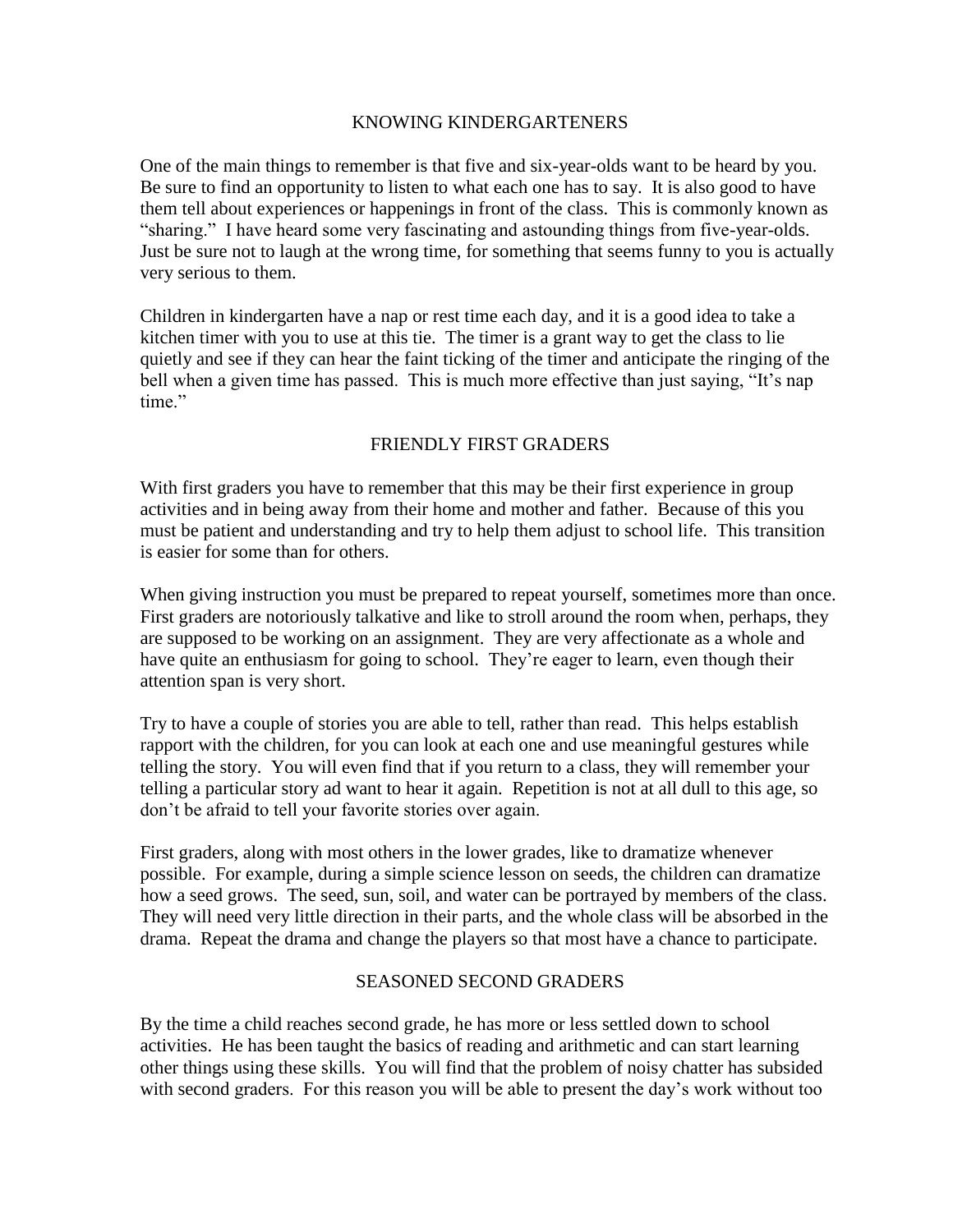## KNOWING KINDERGARTENERS

One of the main things to remember is that five and six-year-olds want to be heard by you. Be sure to find an opportunity to listen to what each one has to say. It is also good to have them tell about experiences or happenings in front of the class. This is commonly known as "sharing." I have heard some very fascinating and astounding things from five-year-olds. Just be sure not to laugh at the wrong time, for something that seems funny to you is actually very serious to them.

Children in kindergarten have a nap or rest time each day, and it is a good idea to take a kitchen timer with you to use at this tie. The timer is a grant way to get the class to lie quietly and see if they can hear the faint ticking of the timer and anticipate the ringing of the bell when a given time has passed. This is much more effective than just saying, "It's nap time."

## FRIENDLY FIRST GRADERS

With first graders you have to remember that this may be their first experience in group activities and in being away from their home and mother and father. Because of this you must be patient and understanding and try to help them adjust to school life. This transition is easier for some than for others.

When giving instruction you must be prepared to repeat yourself, sometimes more than once. First graders are notoriously talkative and like to stroll around the room when, perhaps, they are supposed to be working on an assignment. They are very affectionate as a whole and have quite an enthusiasm for going to school. They're eager to learn, even though their attention span is very short.

Try to have a couple of stories you are able to tell, rather than read. This helps establish rapport with the children, for you can look at each one and use meaningful gestures while telling the story. You will even find that if you return to a class, they will remember your telling a particular story ad want to hear it again. Repetition is not at all dull to this age, so don't be afraid to tell your favorite stories over again.

First graders, along with most others in the lower grades, like to dramatize whenever possible. For example, during a simple science lesson on seeds, the children can dramatize how a seed grows. The seed, sun, soil, and water can be portrayed by members of the class. They will need very little direction in their parts, and the whole class will be absorbed in the drama. Repeat the drama and change the players so that most have a chance to participate.

## SEASONED SECOND GRADERS

By the time a child reaches second grade, he has more or less settled down to school activities. He has been taught the basics of reading and arithmetic and can start learning other things using these skills. You will find that the problem of noisy chatter has subsided with second graders. For this reason you will be able to present the day's work without too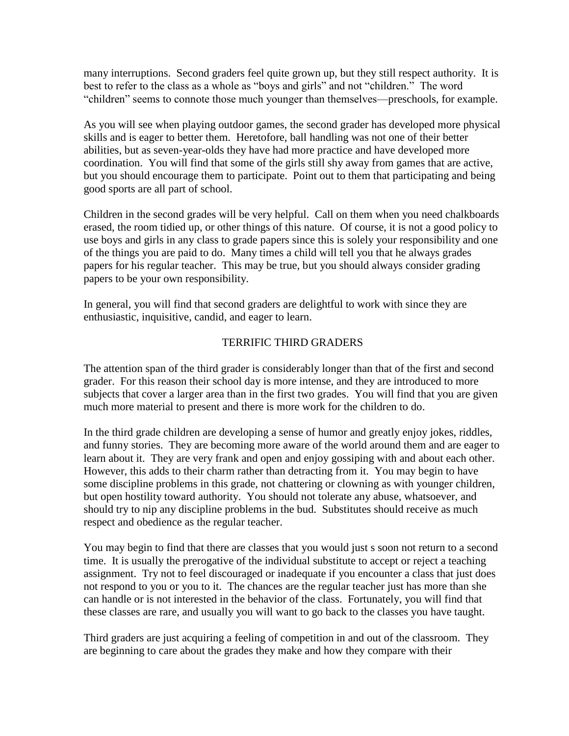many interruptions. Second graders feel quite grown up, but they still respect authority. It is best to refer to the class as a whole as "boys and girls" and not "children." The word "children" seems to connote those much younger than themselves—preschools, for example.

As you will see when playing outdoor games, the second grader has developed more physical skills and is eager to better them. Heretofore, ball handling was not one of their better abilities, but as seven-year-olds they have had more practice and have developed more coordination. You will find that some of the girls still shy away from games that are active, but you should encourage them to participate. Point out to them that participating and being good sports are all part of school.

Children in the second grades will be very helpful. Call on them when you need chalkboards erased, the room tidied up, or other things of this nature. Of course, it is not a good policy to use boys and girls in any class to grade papers since this is solely your responsibility and one of the things you are paid to do. Many times a child will tell you that he always grades papers for his regular teacher. This may be true, but you should always consider grading papers to be your own responsibility.

In general, you will find that second graders are delightful to work with since they are enthusiastic, inquisitive, candid, and eager to learn.

## TERRIFIC THIRD GRADERS

The attention span of the third grader is considerably longer than that of the first and second grader. For this reason their school day is more intense, and they are introduced to more subjects that cover a larger area than in the first two grades. You will find that you are given much more material to present and there is more work for the children to do.

In the third grade children are developing a sense of humor and greatly enjoy jokes, riddles, and funny stories. They are becoming more aware of the world around them and are eager to learn about it. They are very frank and open and enjoy gossiping with and about each other. However, this adds to their charm rather than detracting from it. You may begin to have some discipline problems in this grade, not chattering or clowning as with younger children, but open hostility toward authority. You should not tolerate any abuse, whatsoever, and should try to nip any discipline problems in the bud. Substitutes should receive as much respect and obedience as the regular teacher.

You may begin to find that there are classes that you would just s soon not return to a second time. It is usually the prerogative of the individual substitute to accept or reject a teaching assignment. Try not to feel discouraged or inadequate if you encounter a class that just does not respond to you or you to it. The chances are the regular teacher just has more than she can handle or is not interested in the behavior of the class. Fortunately, you will find that these classes are rare, and usually you will want to go back to the classes you have taught.

Third graders are just acquiring a feeling of competition in and out of the classroom. They are beginning to care about the grades they make and how they compare with their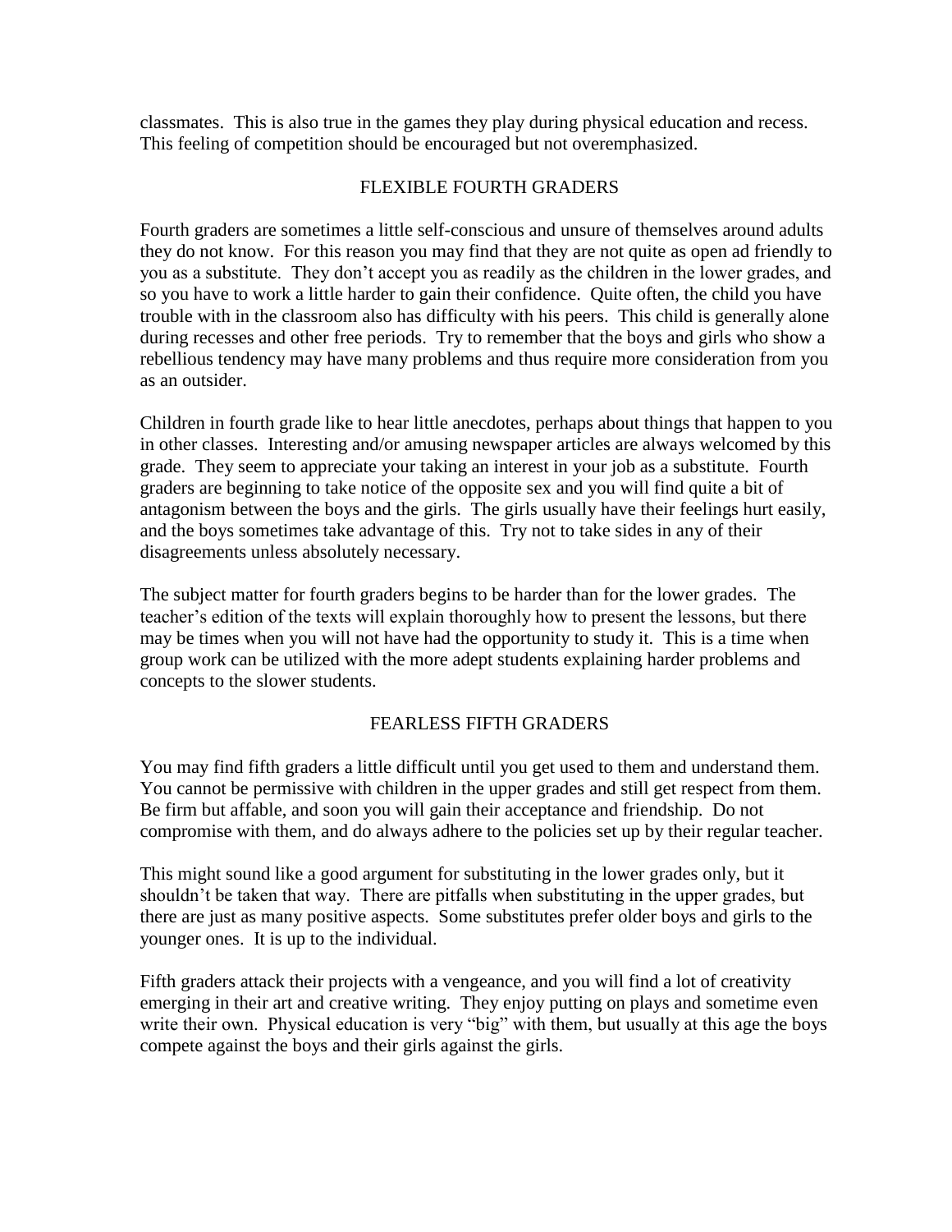classmates. This is also true in the games they play during physical education and recess. This feeling of competition should be encouraged but not overemphasized.

## FLEXIBLE FOURTH GRADERS

Fourth graders are sometimes a little self-conscious and unsure of themselves around adults they do not know. For this reason you may find that they are not quite as open ad friendly to you as a substitute. They don't accept you as readily as the children in the lower grades, and so you have to work a little harder to gain their confidence. Quite often, the child you have trouble with in the classroom also has difficulty with his peers. This child is generally alone during recesses and other free periods. Try to remember that the boys and girls who show a rebellious tendency may have many problems and thus require more consideration from you as an outsider.

Children in fourth grade like to hear little anecdotes, perhaps about things that happen to you in other classes. Interesting and/or amusing newspaper articles are always welcomed by this grade. They seem to appreciate your taking an interest in your job as a substitute. Fourth graders are beginning to take notice of the opposite sex and you will find quite a bit of antagonism between the boys and the girls. The girls usually have their feelings hurt easily, and the boys sometimes take advantage of this. Try not to take sides in any of their disagreements unless absolutely necessary.

The subject matter for fourth graders begins to be harder than for the lower grades. The teacher's edition of the texts will explain thoroughly how to present the lessons, but there may be times when you will not have had the opportunity to study it. This is a time when group work can be utilized with the more adept students explaining harder problems and concepts to the slower students.

## FEARLESS FIFTH GRADERS

You may find fifth graders a little difficult until you get used to them and understand them. You cannot be permissive with children in the upper grades and still get respect from them. Be firm but affable, and soon you will gain their acceptance and friendship. Do not compromise with them, and do always adhere to the policies set up by their regular teacher.

This might sound like a good argument for substituting in the lower grades only, but it shouldn't be taken that way. There are pitfalls when substituting in the upper grades, but there are just as many positive aspects. Some substitutes prefer older boys and girls to the younger ones. It is up to the individual.

Fifth graders attack their projects with a vengeance, and you will find a lot of creativity emerging in their art and creative writing. They enjoy putting on plays and sometime even write their own. Physical education is very "big" with them, but usually at this age the boys compete against the boys and their girls against the girls.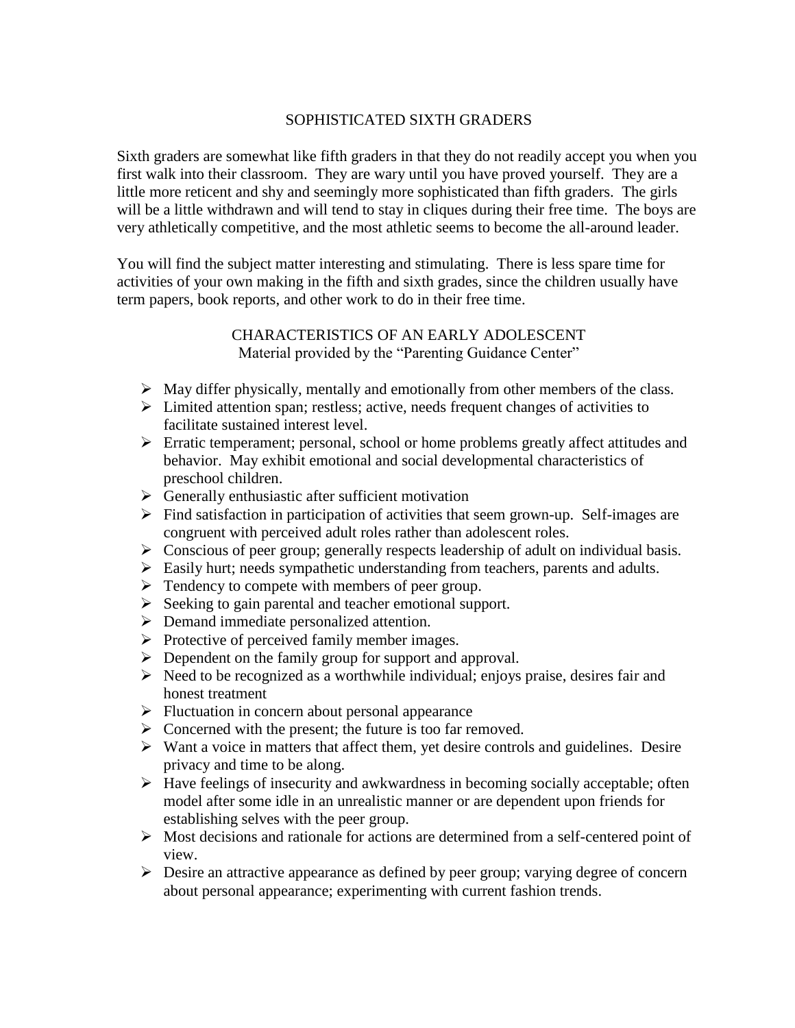## SOPHISTICATED SIXTH GRADERS

Sixth graders are somewhat like fifth graders in that they do not readily accept you when you first walk into their classroom. They are wary until you have proved yourself. They are a little more reticent and shy and seemingly more sophisticated than fifth graders. The girls will be a little withdrawn and will tend to stay in cliques during their free time. The boys are very athletically competitive, and the most athletic seems to become the all-around leader.

You will find the subject matter interesting and stimulating. There is less spare time for activities of your own making in the fifth and sixth grades, since the children usually have term papers, book reports, and other work to do in their free time.

### CHARACTERISTICS OF AN EARLY ADOLESCENT

Material provided by the "Parenting Guidance Center"

- May differ physically, mentally and emotionally from other members of the class.
- Limited attention span; restless; active, needs frequent changes of activities to facilitate sustained interest level.
- Erratic temperament; personal, school or home problems greatly affect attitudes and behavior. May exhibit emotional and social developmental characteristics of preschool children.
- Generally enthusiastic after sufficient motivation
- Find satisfaction in participation of activities that seem grown-up. Self-images are congruent with perceived adult roles rather than adolescent roles.
- Conscious of peer group; generally respects leadership of adult on individual basis.
- Easily hurt; needs sympathetic understanding from teachers, parents and adults.
- Tendency to compete with members of peer group.
- Seeking to gain parental and teacher emotional support.
- Demand immediate personalized attention.
- Protective of perceived family member images.
- Dependent on the family group for support and approval.
- Need to be recognized as a worthwhile individual; enjoys praise, desires fair and honest treatment
- Fluctuation in concern about personal appearance
- Concerned with the present; the future is too far removed.
- Want a voice in matters that affect them, yet desire controls and guidelines. Desire privacy and time to be along.
- Have feelings of insecurity and awkwardness in becoming socially acceptable; often model after some idle in an unrealistic manner or are dependent upon friends for establishing selves with the peer group.
- Most decisions and rationale for actions are determined from a self-centered point of view.
- Desire an attractive appearance as defined by peer group; varying degree of concern about personal appearance; experimenting with current fashion trends.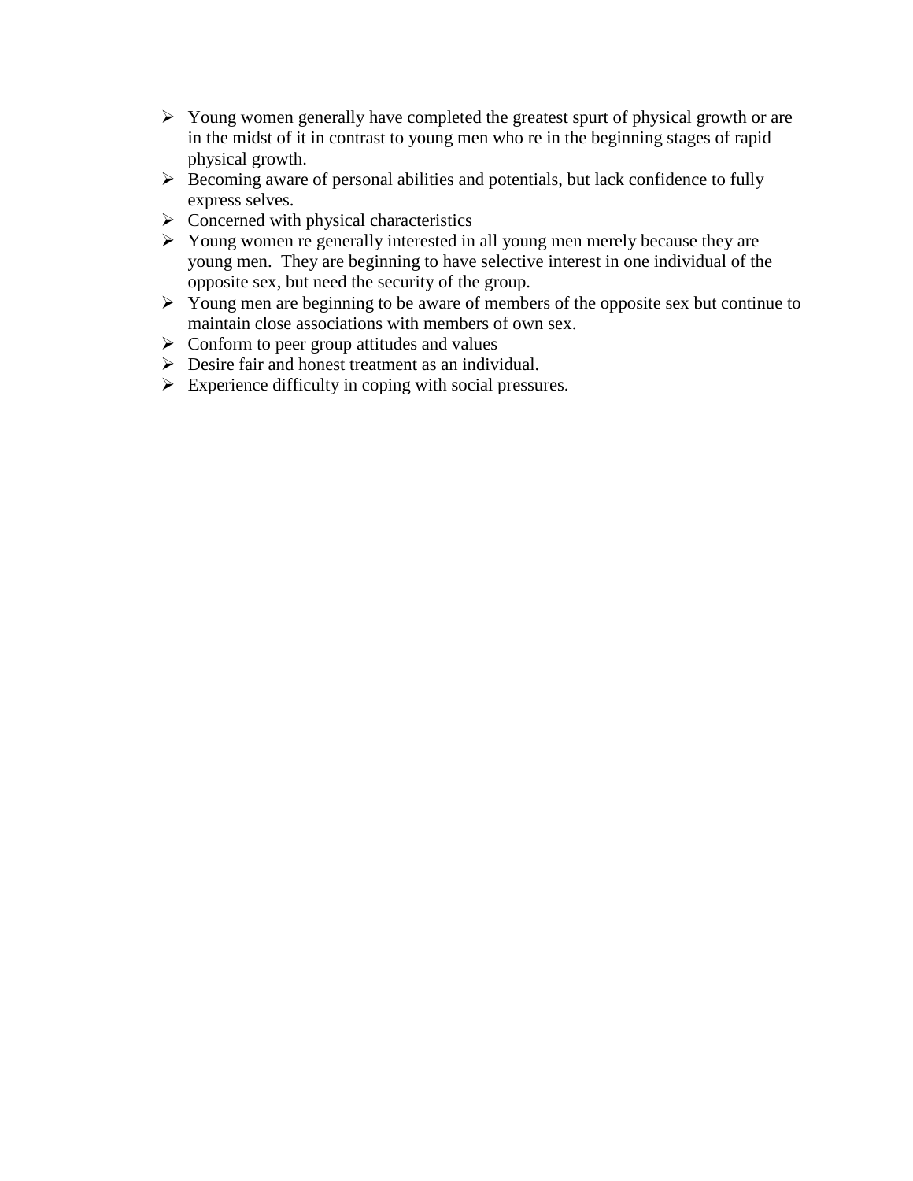- Young women generally have completed the greatest spurt of physical growth or are in the midst of it in contrast to young men who re in the beginning stages of rapid physical growth.
- Becoming aware of personal abilities and potentials, but lack confidence to fully express selves.
- Concerned with physical characteristics
- Young women re generally interested in all young men merely because they are young men. They are beginning to have selective interest in one individual of the opposite sex, but need the security of the group.
- Young men are beginning to be aware of members of the opposite sex but continue to maintain close associations with members of own sex.
- Conform to peer group attitudes and values
- Desire fair and honest treatment as an individual.
- Experience difficulty in coping with social pressures.